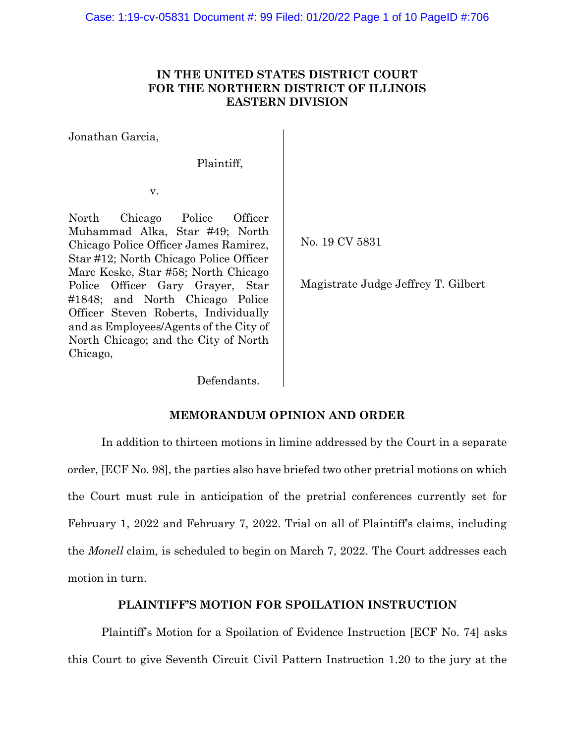**IN THE UNITED STATES DISTRICT COURT**
**FOR THE NORTHERN DISTRICT OF ILLINOIS**
**EASTERN DIVISION**

| | |
|---|---|
| Jonathan Garcia,<br><br>Plaintiff,<br><br>v.<br><br>North Chicago Police Officer Muhammad Alka, Star #49; North Chicago Police Officer James Ramirez, Star #12; North Chicago Police Officer Marc Keske, Star #58; North Chicago Police Officer Gary Grayer, Star #1848; and North Chicago Police Officer Steven Roberts, Individually and as Employees/Agents of the City of North Chicago; and the City of North Chicago,<br><br>Defendants. | No. 19 CV 5831<br><br>Magistrate Judge Jeffrey T. Gilbert |

## MEMORANDUM OPINION AND ORDER

In addition to thirteen motions in limine addressed by the Court in a separate order, [ECF No. 98], the parties also have briefed two other pretrial motions on which the Court must rule in anticipation of the pretrial conferences currently set for February 1, 2022 and February 7, 2022. Trial on all of Plaintiff's claims, including the *Monell* claim, is scheduled to begin on March 7, 2022. The Court addresses each motion in turn.

## PLAINTIFF'S MOTION FOR SPOILATION INSTRUCTION

Plaintiff's Motion for a Spoilation of Evidence Instruction [ECF No. 74] asks this Court to give Seventh Circuit Civil Pattern Instruction 1.20 to the jury at the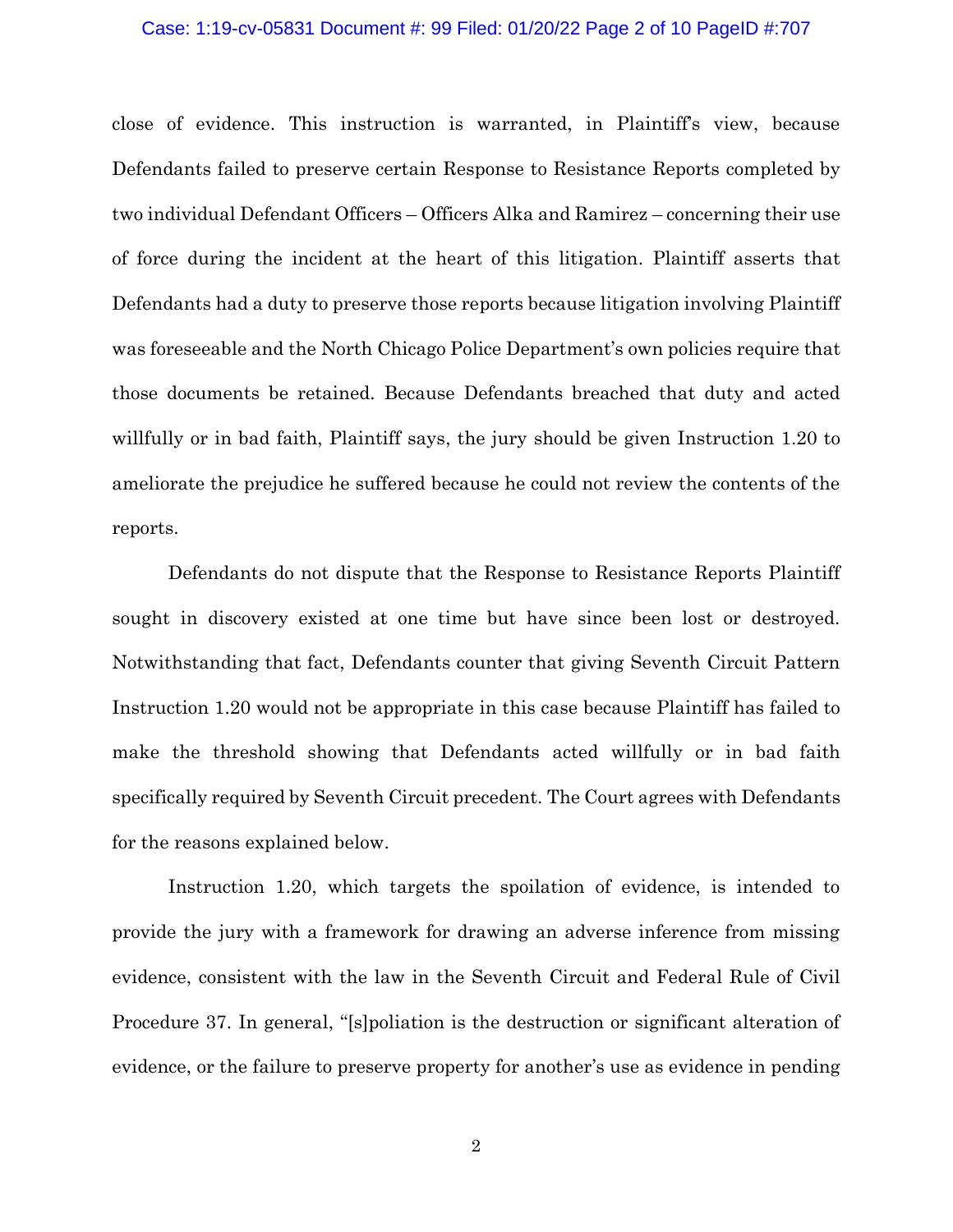close of evidence. This instruction is warranted, in Plaintiff's view, because Defendants failed to preserve certain Response to Resistance Reports completed by two individual Defendant Officers – Officers Alka and Ramirez – concerning their use of force during the incident at the heart of this litigation. Plaintiff asserts that Defendants had a duty to preserve those reports because litigation involving Plaintiff was foreseeable and the North Chicago Police Department's own policies require that those documents be retained. Because Defendants breached that duty and acted willfully or in bad faith, Plaintiff says, the jury should be given Instruction 1.20 to ameliorate the prejudice he suffered because he could not review the contents of the reports.

Defendants do not dispute that the Response to Resistance Reports Plaintiff sought in discovery existed at one time but have since been lost or destroyed. Notwithstanding that fact, Defendants counter that giving Seventh Circuit Pattern Instruction 1.20 would not be appropriate in this case because Plaintiff has failed to make the threshold showing that Defendants acted willfully or in bad faith specifically required by Seventh Circuit precedent. The Court agrees with Defendants for the reasons explained below.

Instruction 1.20, which targets the spoliation of evidence, is intended to provide the jury with a framework for drawing an adverse inference from missing evidence, consistent with the law in the Seventh Circuit and Federal Rule of Civil Procedure 37. In general, "[s]poliation is the destruction or significant alteration of evidence, or the failure to preserve property for another's use as evidence in pending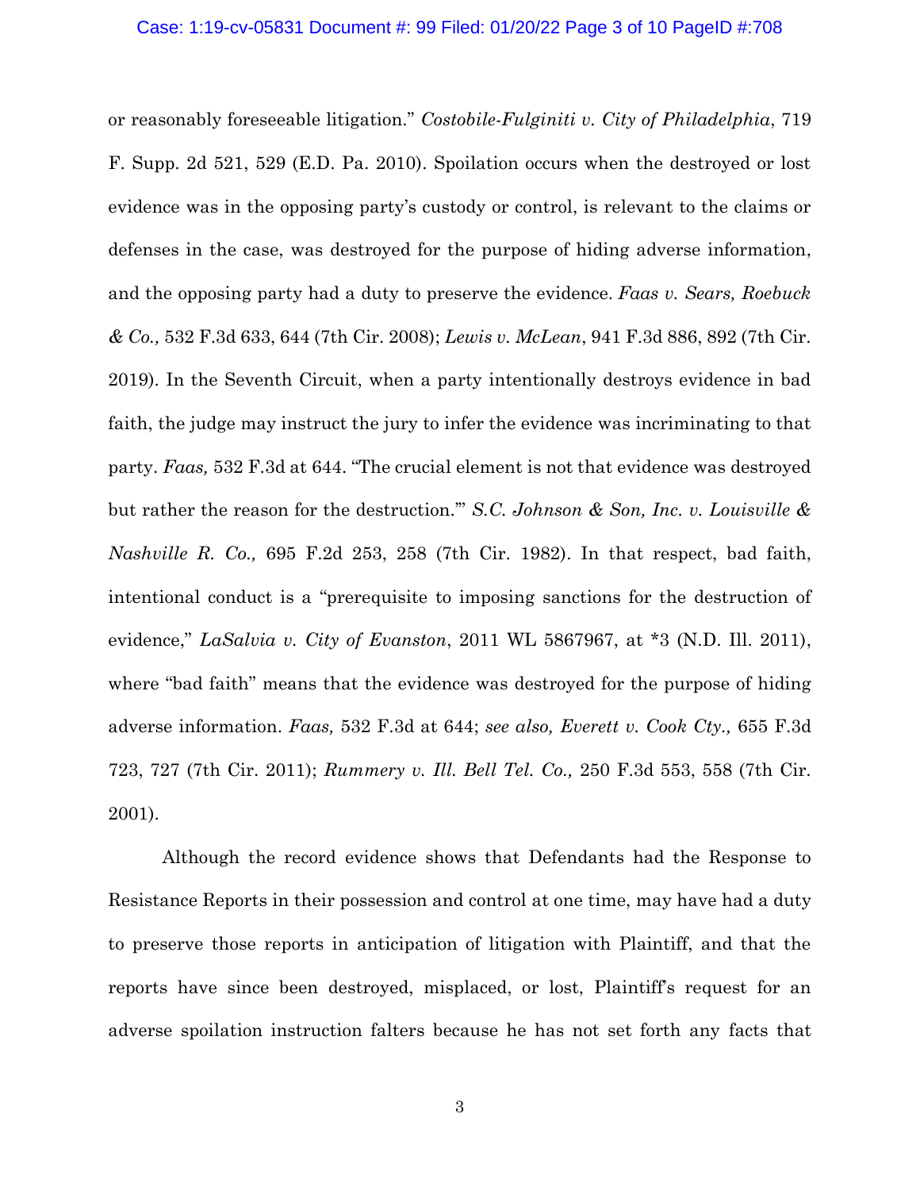or reasonably foreseeable litigation." *Costobile-Fulginiti v. City of Philadelphia*, 719 F. Supp. 2d 521, 529 (E.D. Pa. 2010). Spoilation occurs when the destroyed or lost evidence was in the opposing party's custody or control, is relevant to the claims or defenses in the case, was destroyed for the purpose of hiding adverse information, and the opposing party had a duty to preserve the evidence. *Faas v. Sears, Roebuck & Co.,* 532 F.3d 633, 644 (7th Cir. 2008); *Lewis v. McLean*, 941 F.3d 886, 892 (7th Cir. 2019). In the Seventh Circuit, when a party intentionally destroys evidence in bad faith, the judge may instruct the jury to infer the evidence was incriminating to that party. *Faas,* 532 F.3d at 644. "The crucial element is not that evidence was destroyed but rather the reason for the destruction."' *S.C. Johnson & Son, Inc. v. Louisville & Nashville R. Co.,* 695 F.2d 253, 258 (7th Cir. 1982). In that respect, bad faith, intentional conduct is a "prerequisite to imposing sanctions for the destruction of evidence," *LaSalvia v. City of Evanston*, 2011 WL 5867967, at *3 (N.D. Ill. 2011), where "bad faith" means that the evidence was destroyed for the purpose of hiding adverse information. *Faas,* 532 F.3d at 644; *see also, Everett v. Cook Cty.,* 655 F.3d 723, 727 (7th Cir. 2011); *Rummery v. Ill. Bell Tel. Co.,* 250 F.3d 553, 558 (7th Cir. 2001).

Although the record evidence shows that Defendants had the Response to Resistance Reports in their possession and control at one time, may have had a duty to preserve those reports in anticipation of litigation with Plaintiff, and that the reports have since been destroyed, misplaced, or lost, Plaintiff's request for an adverse spoilation instruction falters because he has not set forth any facts that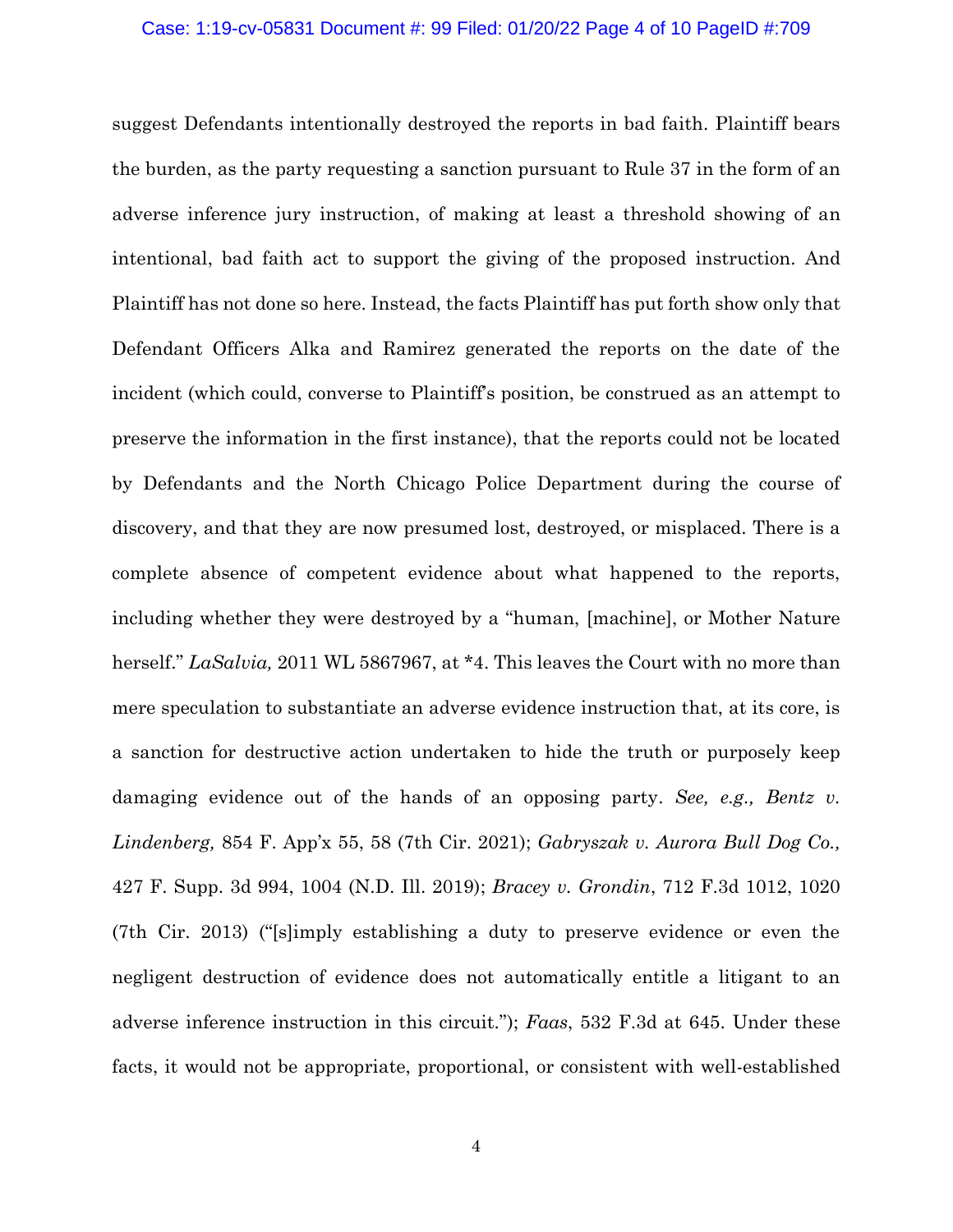suggest Defendants intentionally destroyed the reports in bad faith. Plaintiff bears the burden, as the party requesting a sanction pursuant to Rule 37 in the form of an adverse inference jury instruction, of making at least a threshold showing of an intentional, bad faith act to support the giving of the proposed instruction. And Plaintiff has not done so here. Instead, the facts Plaintiff has put forth show only that Defendant Officers Alka and Ramirez generated the reports on the date of the incident (which could, converse to Plaintiff's position, be construed as an attempt to preserve the information in the first instance), that the reports could not be located by Defendants and the North Chicago Police Department during the course of discovery, and that they are now presumed lost, destroyed, or misplaced. There is a complete absence of competent evidence about what happened to the reports, including whether they were destroyed by a "human, [machine], or Mother Nature herself." *LaSalvia,* 2011 WL 5867967, at *4. This leaves the Court with no more than mere speculation to substantiate an adverse evidence instruction that, at its core, is a sanction for destructive action undertaken to hide the truth or purposely keep damaging evidence out of the hands of an opposing party. *See, e.g., Bentz v. Lindenberg,* 854 F. App'x 55, 58 (7th Cir. 2021); *Gabryszak v. Aurora Bull Dog Co.,* 427 F. Supp. 3d 994, 1004 (N.D. Ill. 2019); *Bracey v. Grondin*, 712 F.3d 1012, 1020 (7th Cir. 2013) ("[s]imply establishing a duty to preserve evidence or even the negligent destruction of evidence does not automatically entitle a litigant to an adverse inference instruction in this circuit."); *Faas*, 532 F.3d at 645. Under these facts, it would not be appropriate, proportional, or consistent with well-established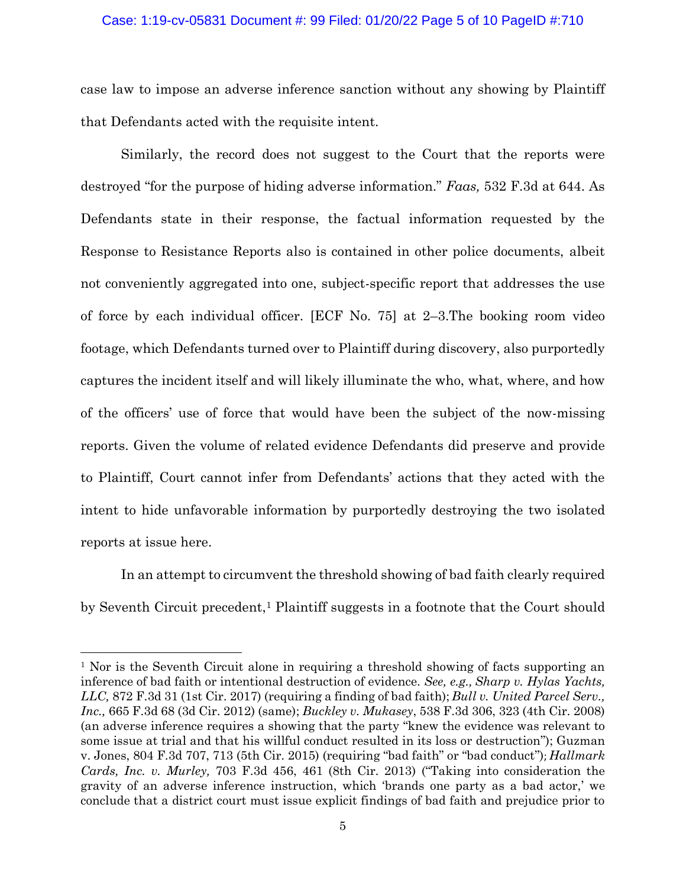case law to impose an adverse inference sanction without any showing by Plaintiff that Defendants acted with the requisite intent.

Similarly, the record does not suggest to the Court that the reports were destroyed "for the purpose of hiding adverse information." *Faas,* 532 F.3d at 644. As Defendants state in their response, the factual information requested by the Response to Resistance Reports also is contained in other police documents, albeit not conveniently aggregated into one, subject-specific report that addresses the use of force by each individual officer. [ECF No. 75] at 2–3.The booking room video footage, which Defendants turned over to Plaintiff during discovery, also purportedly captures the incident itself and will likely illuminate the who, what, where, and how of the officers' use of force that would have been the subject of the now-missing reports. Given the volume of related evidence Defendants did preserve and provide to Plaintiff, Court cannot infer from Defendants' actions that they acted with the intent to hide unfavorable information by purportedly destroying the two isolated reports at issue here.

In an attempt to circumvent the threshold showing of bad faith clearly required by Seventh Circuit precedent,[1] Plaintiff suggests in a footnote that the Court should

---

[1] Nor is the Seventh Circuit alone in requiring a threshold showing of facts supporting an inference of bad faith or intentional destruction of evidence. *See, e.g., Sharp v. Hylas Yachts, LLC,* 872 F.3d 31 (1st Cir. 2017) (requiring a finding of bad faith); *Bull v. United Parcel Serv., Inc.,* 665 F.3d 68 (3d Cir. 2012) (same); *Buckley v. Mukasey*, 538 F.3d 306, 323 (4th Cir. 2008) (an adverse inference requires a showing that the party "knew the evidence was relevant to some issue at trial and that his willful conduct resulted in its loss or destruction"); Guzman v. Jones, 804 F.3d 707, 713 (5th Cir. 2015) (requiring "bad faith" or "bad conduct"); *Hallmark Cards, Inc. v. Murley,* 703 F.3d 456, 461 (8th Cir. 2013) ("Taking into consideration the gravity of an adverse inference instruction, which 'brands one party as a bad actor,' we conclude that a district court must issue explicit findings of bad faith and prejudice prior to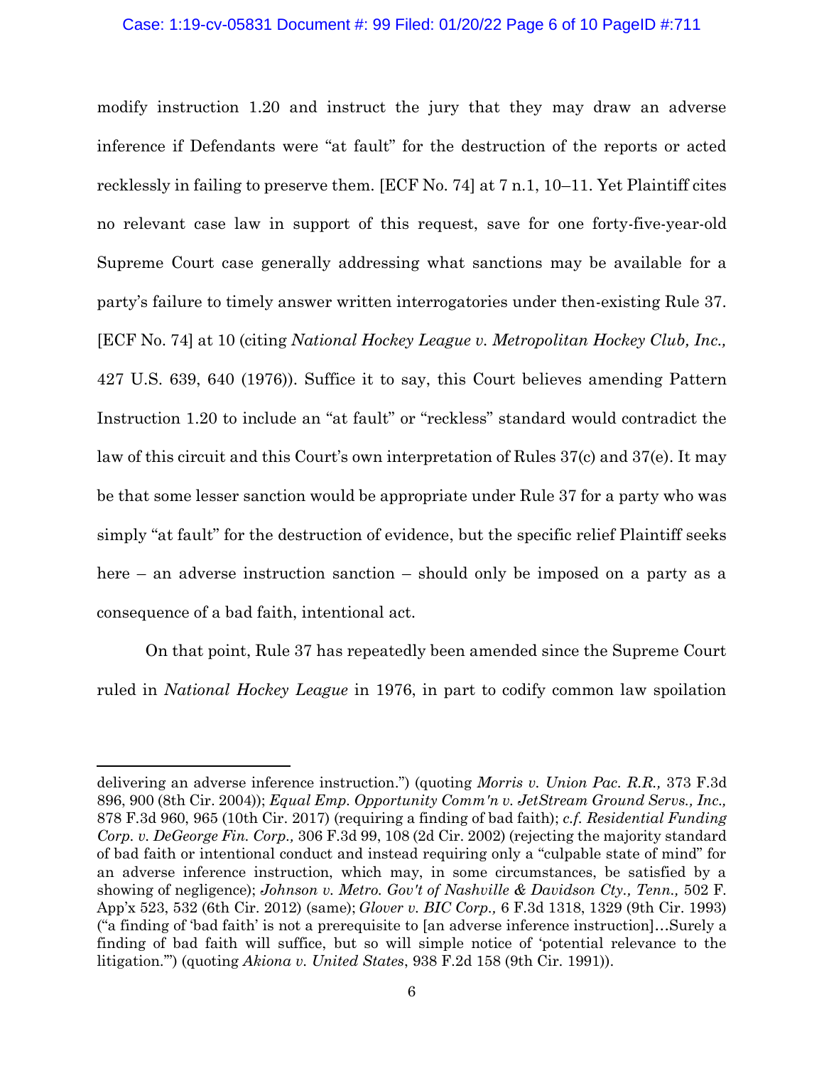modify instruction 1.20 and instruct the jury that they may draw an adverse inference if Defendants were "at fault" for the destruction of the reports or acted recklessly in failing to preserve them. [ECF No. 74] at 7 n.1, 10–11. Yet Plaintiff cites no relevant case law in support of this request, save for one forty-five-year-old Supreme Court case generally addressing what sanctions may be available for a party's failure to timely answer written interrogatories under then-existing Rule 37. [ECF No. 74] at 10 (citing *National Hockey League v. Metropolitan Hockey Club, Inc.,* 427 U.S. 639, 640 (1976)). Suffice it to say, this Court believes amending Pattern Instruction 1.20 to include an "at fault" or "reckless" standard would contradict the law of this circuit and this Court's own interpretation of Rules 37(c) and 37(e). It may be that some lesser sanction would be appropriate under Rule 37 for a party who was simply "at fault" for the destruction of evidence, but the specific relief Plaintiff seeks here – an adverse instruction sanction – should only be imposed on a party as a consequence of a bad faith, intentional act.

On that point, Rule 37 has repeatedly been amended since the Supreme Court ruled in *National Hockey League* in 1976, in part to codify common law spoliation

---

delivering an adverse inference instruction.") (quoting *Morris v. Union Pac. R.R.,* 373 F.3d 896, 900 (8th Cir. 2004)); *Equal Emp. Opportunity Comm'n v. JetStream Ground Servs., Inc.,* 878 F.3d 960, 965 (10th Cir. 2017) (requiring a finding of bad faith); *c.f. Residential Funding Corp. v. DeGeorge Fin. Corp.,* 306 F.3d 99, 108 (2d Cir. 2002) (rejecting the majority standard of bad faith or intentional conduct and instead requiring only a "culpable state of mind" for an adverse inference instruction, which may, in some circumstances, be satisfied by a showing of negligence); *Johnson v. Metro. Gov't of Nashville & Davidson Cty., Tenn.,* 502 F. App'x 523, 532 (6th Cir. 2012) (same); *Glover v. BIC Corp.,* 6 F.3d 1318, 1329 (9th Cir. 1993) ("a finding of 'bad faith' is not a prerequisite to [an adverse inference instruction]…Surely a finding of bad faith will suffice, but so will simple notice of 'potential relevance to the litigation.'") (quoting *Akiona v. United States*, 938 F.2d 158 (9th Cir. 1991)).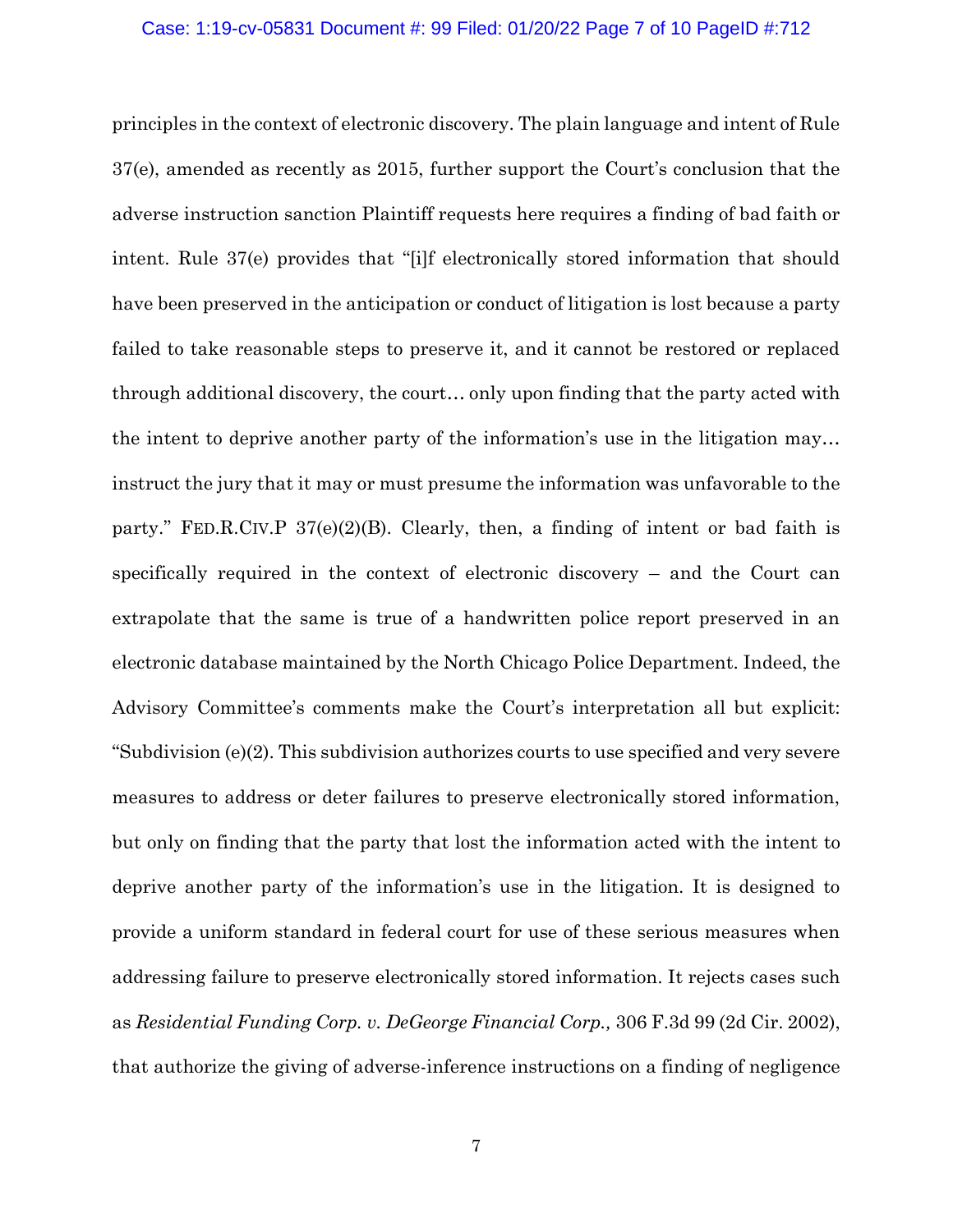principles in the context of electronic discovery. The plain language and intent of Rule 37(e), amended as recently as 2015, further support the Court's conclusion that the adverse instruction sanction Plaintiff requests here requires a finding of bad faith or intent. Rule 37(e) provides that "[i]f electronically stored information that should have been preserved in the anticipation or conduct of litigation is lost because a party failed to take reasonable steps to preserve it, and it cannot be restored or replaced through additional discovery, the court… only upon finding that the party acted with the intent to deprive another party of the information's use in the litigation may… instruct the jury that it may or must presume the information was unfavorable to the party." FED.R.CIV.P 37(e)(2)(B). Clearly, then, a finding of intent or bad faith is specifically required in the context of electronic discovery – and the Court can extrapolate that the same is true of a handwritten police report preserved in an electronic database maintained by the North Chicago Police Department. Indeed, the Advisory Committee's comments make the Court's interpretation all but explicit: "Subdivision (e)(2). This subdivision authorizes courts to use specified and very severe measures to address or deter failures to preserve electronically stored information, but only on finding that the party that lost the information acted with the intent to deprive another party of the information's use in the litigation. It is designed to provide a uniform standard in federal court for use of these serious measures when addressing failure to preserve electronically stored information. It rejects cases such as *Residential Funding Corp. v. DeGeorge Financial Corp.,* 306 F.3d 99 (2d Cir. 2002), that authorize the giving of adverse-inference instructions on a finding of negligence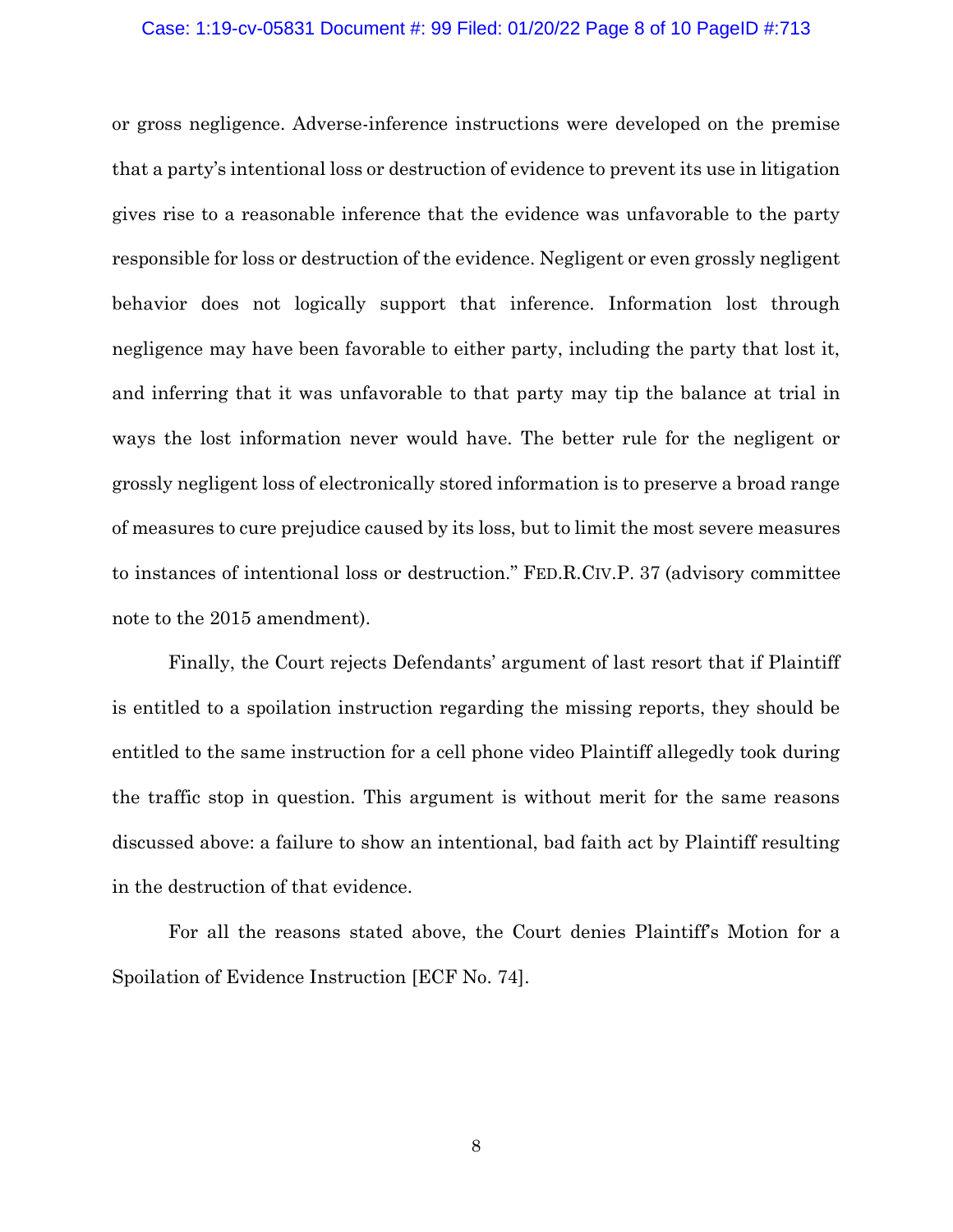or gross negligence. Adverse-inference instructions were developed on the premise that a party's intentional loss or destruction of evidence to prevent its use in litigation gives rise to a reasonable inference that the evidence was unfavorable to the party responsible for loss or destruction of the evidence. Negligent or even grossly negligent behavior does not logically support that inference. Information lost through negligence may have been favorable to either party, including the party that lost it, and inferring that it was unfavorable to that party may tip the balance at trial in ways the lost information never would have. The better rule for the negligent or grossly negligent loss of electronically stored information is to preserve a broad range of measures to cure prejudice caused by its loss, but to limit the most severe measures to instances of intentional loss or destruction." FED.R.CIV.P. 37 (advisory committee note to the 2015 amendment).

Finally, the Court rejects Defendants' argument of last resort that if Plaintiff is entitled to a spoilation instruction regarding the missing reports, they should be entitled to the same instruction for a cell phone video Plaintiff allegedly took during the traffic stop in question. This argument is without merit for the same reasons discussed above: a failure to show an intentional, bad faith act by Plaintiff resulting in the destruction of that evidence.

For all the reasons stated above, the Court denies Plaintiff's Motion for a Spoilation of Evidence Instruction [ECF No. 74].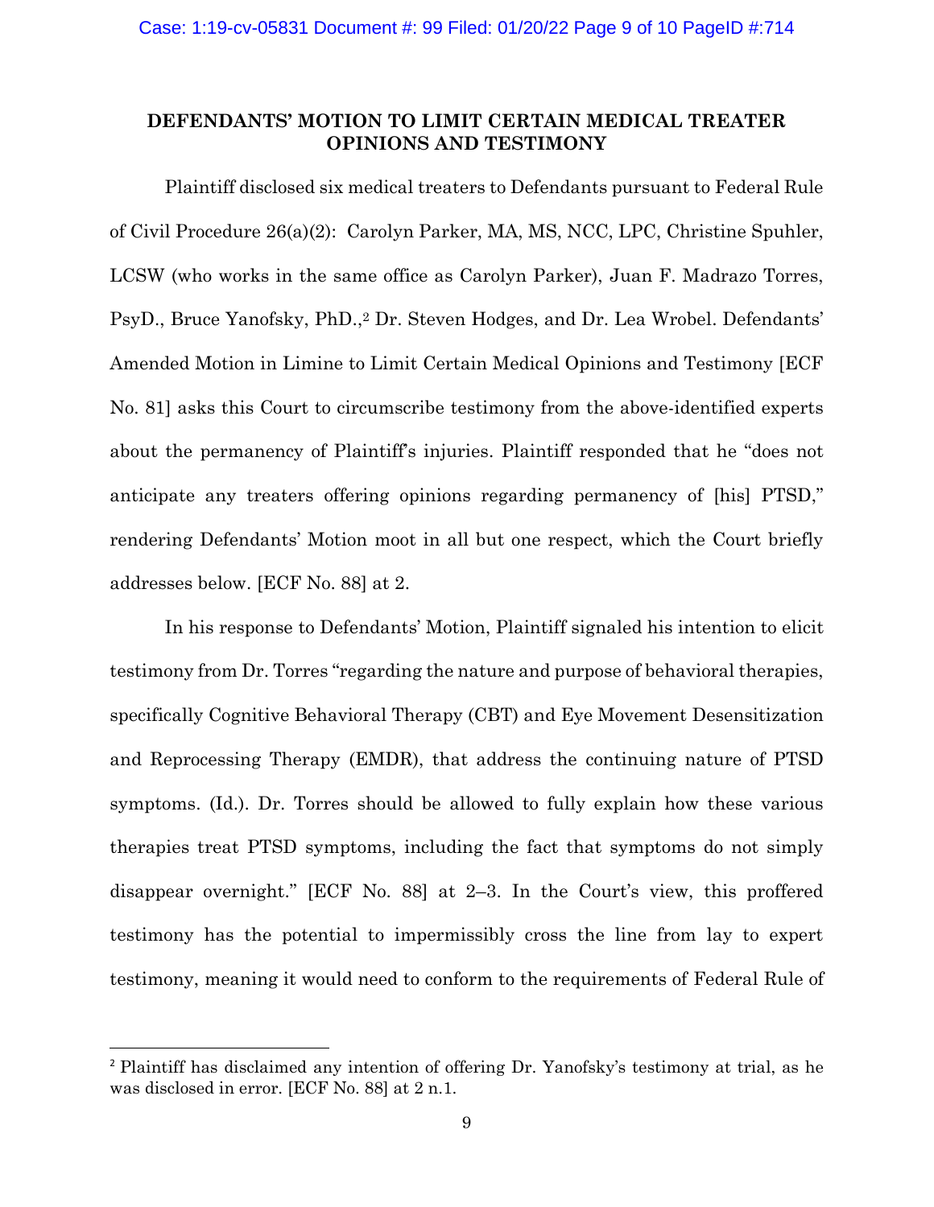## DEFENDANTS' MOTION TO LIMIT CERTAIN MEDICAL TREATER OPINIONS AND TESTIMONY

Plaintiff disclosed six medical treaters to Defendants pursuant to Federal Rule of Civil Procedure 26(a)(2): Carolyn Parker, MA, MS, NCC, LPC, Christine Spuhler, LCSW (who works in the same office as Carolyn Parker), Juan F. Madrazo Torres, PsyD., Bruce Yanofsky, PhD.,[2] Dr. Steven Hodges, and Dr. Lea Wrobel. Defendants' Amended Motion in Limine to Limit Certain Medical Opinions and Testimony [ECF No. 81] asks this Court to circumscribe testimony from the above-identified experts about the permanency of Plaintiff's injuries. Plaintiff responded that he "does not anticipate any treaters offering opinions regarding permanency of [his] PTSD," rendering Defendants' Motion moot in all but one respect, which the Court briefly addresses below. [ECF No. 88] at 2.

In his response to Defendants' Motion, Plaintiff signaled his intention to elicit testimony from Dr. Torres "regarding the nature and purpose of behavioral therapies, specifically Cognitive Behavioral Therapy (CBT) and Eye Movement Desensitization and Reprocessing Therapy (EMDR), that address the continuing nature of PTSD symptoms. (Id.). Dr. Torres should be allowed to fully explain how these various therapies treat PTSD symptoms, including the fact that symptoms do not simply disappear overnight." [ECF No. 88] at 2–3. In the Court's view, this proffered testimony has the potential to impermissibly cross the line from lay to expert testimony, meaning it would need to conform to the requirements of Federal Rule of

[2] Plaintiff has disclaimed any intention of offering Dr. Yanofsky's testimony at trial, as he was disclosed in error. [ECF No. 88] at 2 n.1.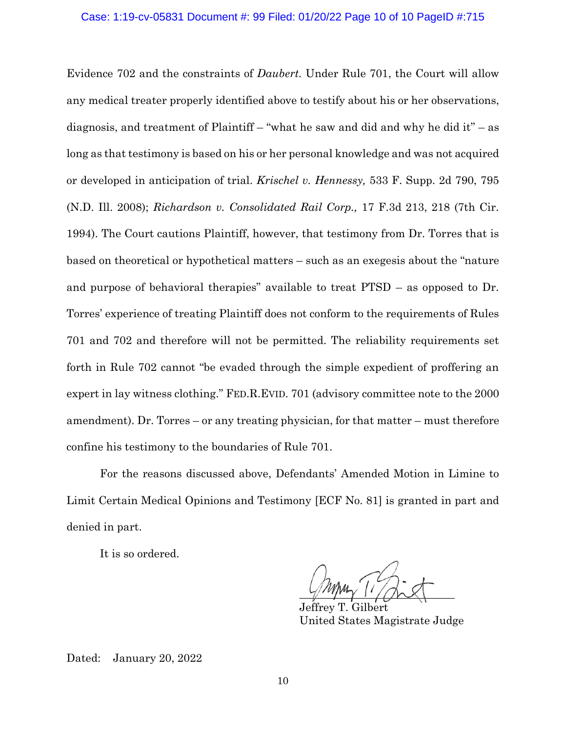Evidence 702 and the constraints of *Daubert.* Under Rule 701, the Court will allow any medical treater properly identified above to testify about his or her observations, diagnosis, and treatment of Plaintiff – "what he saw and did and why he did it" – as long as that testimony is based on his or her personal knowledge and was not acquired or developed in anticipation of trial. *Krischel v. Hennessy,* 533 F. Supp. 2d 790, 795 (N.D. Ill. 2008); *Richardson v. Consolidated Rail Corp.,* 17 F.3d 213, 218 (7th Cir. 1994). The Court cautions Plaintiff, however, that testimony from Dr. Torres that is based on theoretical or hypothetical matters – such as an exegesis about the "nature and purpose of behavioral therapies" available to treat PTSD – as opposed to Dr. Torres' experience of treating Plaintiff does not conform to the requirements of Rules 701 and 702 and therefore will not be permitted. The reliability requirements set forth in Rule 702 cannot "be evaded through the simple expedient of proffering an expert in lay witness clothing." FED.R.EVID. 701 (advisory committee note to the 2000 amendment). Dr. Torres – or any treating physician, for that matter – must therefore confine his testimony to the boundaries of Rule 701.

For the reasons discussed above, Defendants' Amended Motion in Limine to Limit Certain Medical Opinions and Testimony [ECF No. 81] is granted in part and denied in part.

It is so ordered.

Jeffrey T. Gilbert
United States Magistrate Judge

Dated: January 20, 2022